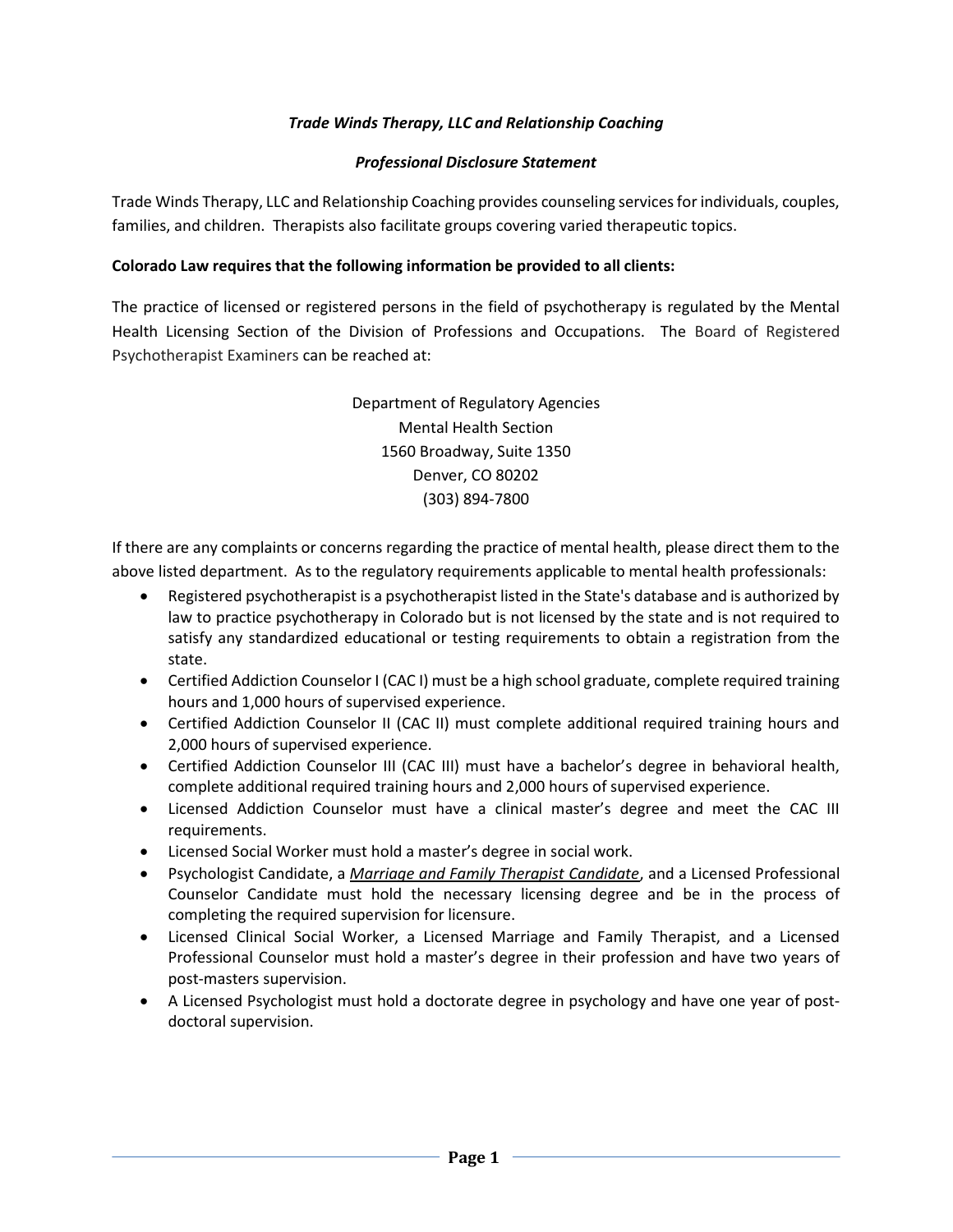***Trade Winds Therapy, LLC and Relationship Coaching***

***Professional Disclosure Statement***

Trade Winds Therapy, LLC and Relationship Coaching provides counseling services for individuals, couples, families, and children. Therapists also facilitate groups covering varied therapeutic topics.

**Colorado Law requires that the following information be provided to all clients:**

The practice of licensed or registered persons in the field of psychotherapy is regulated by the Mental Health Licensing Section of the Division of Professions and Occupations. The Board of Registered Psychotherapist Examiners can be reached at:

Department of Regulatory Agencies  
Mental Health Section  
1560 Broadway, Suite 1350  
Denver, CO 80202  
(303) 894-7800

If there are any complaints or concerns regarding the practice of mental health, please direct them to the above listed department. As to the regulatory requirements applicable to mental health professionals:

- Registered psychotherapist is a psychotherapist listed in the State's database and is authorized by law to practice psychotherapy in Colorado but is not licensed by the state and is not required to satisfy any standardized educational or testing requirements to obtain a registration from the state.
- Certified Addiction Counselor I (CAC I) must be a high school graduate, complete required training hours and 1,000 hours of supervised experience.
- Certified Addiction Counselor II (CAC II) must complete additional required training hours and 2,000 hours of supervised experience.
- Certified Addiction Counselor III (CAC III) must have a bachelor's degree in behavioral health, complete additional required training hours and 2,000 hours of supervised experience.
- Licensed Addiction Counselor must have a clinical master's degree and meet the CAC III requirements.
- Licensed Social Worker must hold a master's degree in social work.
- Psychologist Candidate, a *Marriage and Family Therapist Candidate*, and a Licensed Professional Counselor Candidate must hold the necessary licensing degree and be in the process of completing the required supervision for licensure.
- Licensed Clinical Social Worker, a Licensed Marriage and Family Therapist, and a Licensed Professional Counselor must hold a master's degree in their profession and have two years of post-masters supervision.
- A Licensed Psychologist must hold a doctorate degree in psychology and have one year of post-doctoral supervision.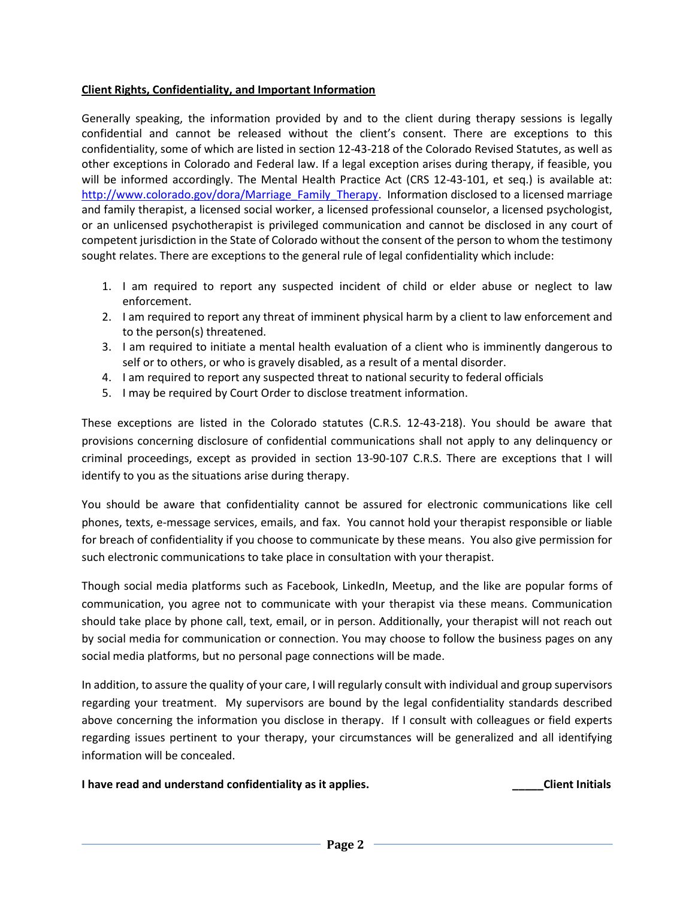**Client Rights, Confidentiality, and Important Information**

Generally speaking, the information provided by and to the client during therapy sessions is legally confidential and cannot be released without the client's consent. There are exceptions to this confidentiality, some of which are listed in section 12-43-218 of the Colorado Revised Statutes, as well as other exceptions in Colorado and Federal law. If a legal exception arises during therapy, if feasible, you will be informed accordingly. The Mental Health Practice Act (CRS 12-43-101, et seq.) is available at: [http://www.colorado.gov/dora/Marriage_Family_Therapy](http://www.colorado.gov/dora/Marriage_Family_Therapy). Information disclosed to a licensed marriage and family therapist, a licensed social worker, a licensed professional counselor, a licensed psychologist, or an unlicensed psychotherapist is privileged communication and cannot be disclosed in any court of competent jurisdiction in the State of Colorado without the consent of the person to whom the testimony sought relates. There are exceptions to the general rule of legal confidentiality which include:

1. I am required to report any suspected incident of child or elder abuse or neglect to law enforcement.
2. I am required to report any threat of imminent physical harm by a client to law enforcement and to the person(s) threatened.
3. I am required to initiate a mental health evaluation of a client who is imminently dangerous to self or to others, or who is gravely disabled, as a result of a mental disorder.
4. I am required to report any suspected threat to national security to federal officials
5. I may be required by Court Order to disclose treatment information.

These exceptions are listed in the Colorado statutes (C.R.S. 12-43-218). You should be aware that provisions concerning disclosure of confidential communications shall not apply to any delinquency or criminal proceedings, except as provided in section 13-90-107 C.R.S. There are exceptions that I will identify to you as the situations arise during therapy.

You should be aware that confidentiality cannot be assured for electronic communications like cell phones, texts, e-message services, emails, and fax. You cannot hold your therapist responsible or liable for breach of confidentiality if you choose to communicate by these means. You also give permission for such electronic communications to take place in consultation with your therapist.

Though social media platforms such as Facebook, LinkedIn, Meetup, and the like are popular forms of communication, you agree not to communicate with your therapist via these means. Communication should take place by phone call, text, email, or in person. Additionally, your therapist will not reach out by social media for communication or connection. You may choose to follow the business pages on any social media platforms, but no personal page connections will be made.

In addition, to assure the quality of your care, I will regularly consult with individual and group supervisors regarding your treatment. My supervisors are bound by the legal confidentiality standards described above concerning the information you disclose in therapy. If I consult with colleagues or field experts regarding issues pertinent to your therapy, your circumstances will be generalized and all identifying information will be concealed.

**I have read and understand confidentiality as it applies.** **_____Client Initials**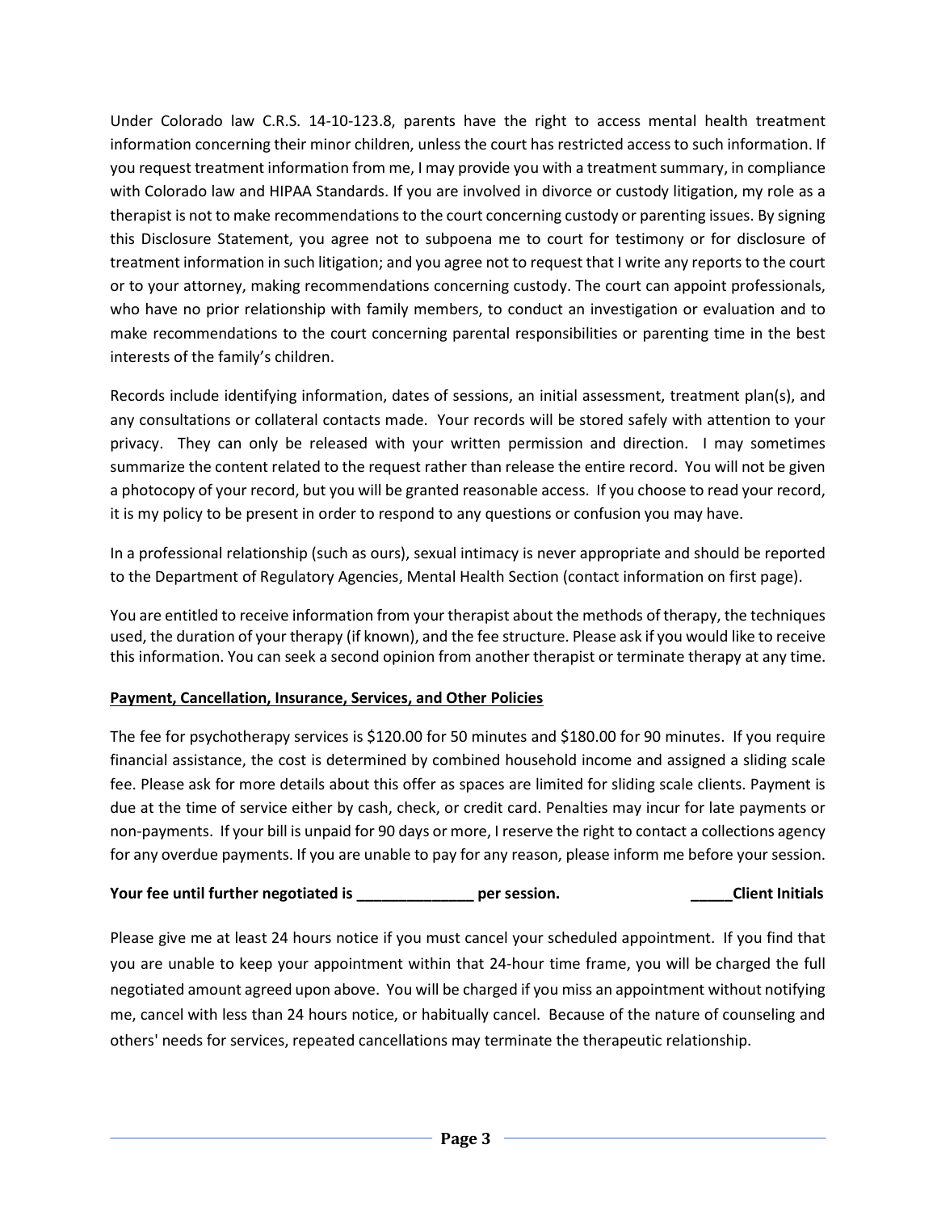Under Colorado law C.R.S. 14-10-123.8, parents have the right to access mental health treatment information concerning their minor children, unless the court has restricted access to such information. If you request treatment information from me, I may provide you with a treatment summary, in compliance with Colorado law and HIPAA Standards. If you are involved in divorce or custody litigation, my role as a therapist is not to make recommendations to the court concerning custody or parenting issues. By signing this Disclosure Statement, you agree not to subpoena me to court for testimony or for disclosure of treatment information in such litigation; and you agree not to request that I write any reports to the court or to your attorney, making recommendations concerning custody. The court can appoint professionals, who have no prior relationship with family members, to conduct an investigation or evaluation and to make recommendations to the court concerning parental responsibilities or parenting time in the best interests of the family's children.

Records include identifying information, dates of sessions, an initial assessment, treatment plan(s), and any consultations or collateral contacts made. Your records will be stored safely with attention to your privacy. They can only be released with your written permission and direction. I may sometimes summarize the content related to the request rather than release the entire record. You will not be given a photocopy of your record, but you will be granted reasonable access. If you choose to read your record, it is my policy to be present in order to respond to any questions or confusion you may have.

In a professional relationship (such as ours), sexual intimacy is never appropriate and should be reported to the Department of Regulatory Agencies, Mental Health Section (contact information on first page).

You are entitled to receive information from your therapist about the methods of therapy, the techniques used, the duration of your therapy (if known), and the fee structure. Please ask if you would like to receive this information. You can seek a second opinion from another therapist or terminate therapy at any time.

**Payment, Cancellation, Insurance, Services, and Other Policies**

The fee for psychotherapy services is $120.00 for 50 minutes and $180.00 for 90 minutes. If you require financial assistance, the cost is determined by combined household income and assigned a sliding scale fee. Please ask for more details about this offer as spaces are limited for sliding scale clients. Payment is due at the time of service either by cash, check, or credit card. Penalties may incur for late payments or non-payments. If your bill is unpaid for 90 days or more, I reserve the right to contact a collections agency for any overdue payments. If you are unable to pay for any reason, please inform me before your session.

**Your fee until further negotiated is ______________ per session. _____Client Initials**

Please give me at least 24 hours notice if you must cancel your scheduled appointment. If you find that you are unable to keep your appointment within that 24-hour time frame, you will be charged the full negotiated amount agreed upon above. You will be charged if you miss an appointment without notifying me, cancel with less than 24 hours notice, or habitually cancel. Because of the nature of counseling and others' needs for services, repeated cancellations may terminate the therapeutic relationship.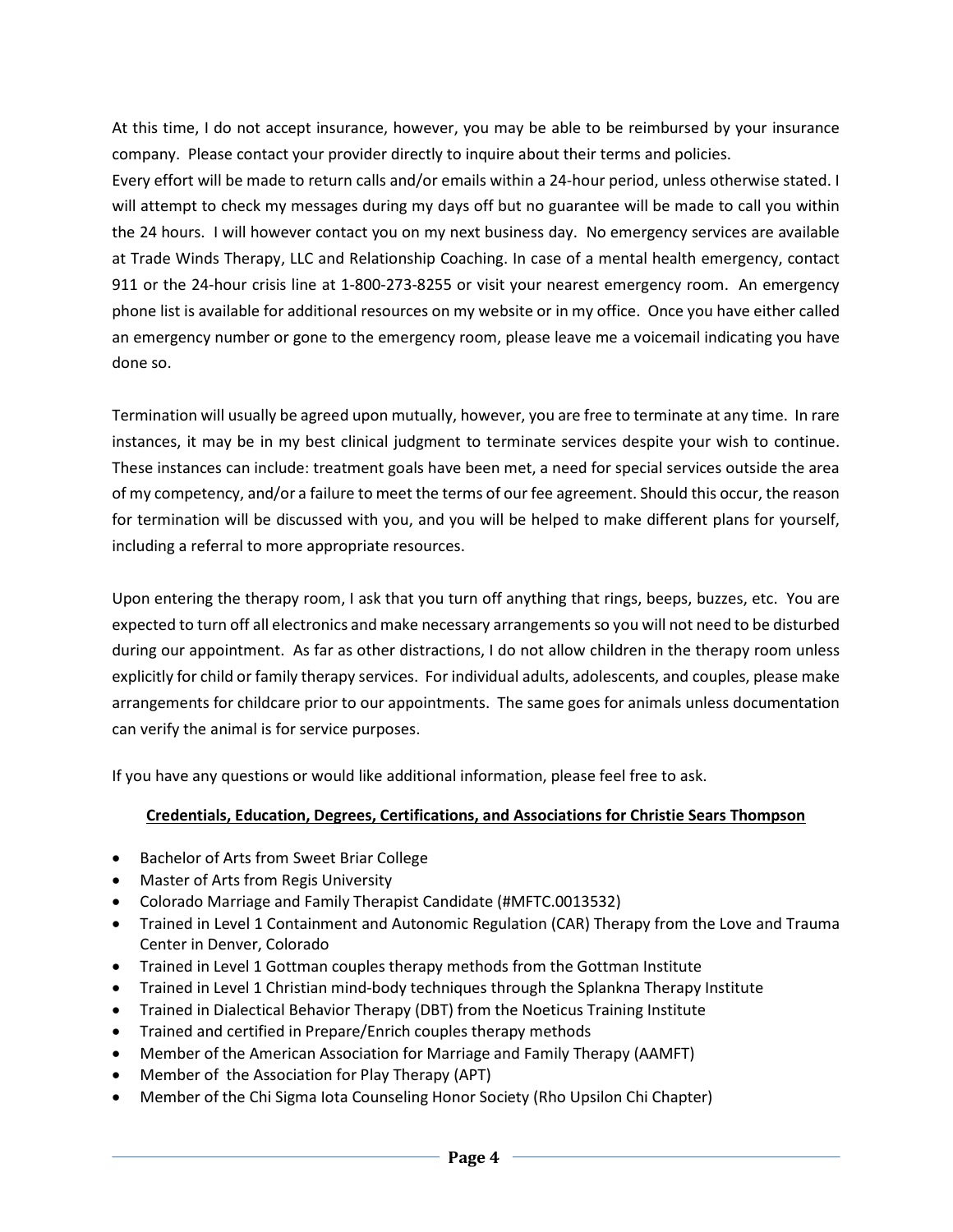At this time, I do not accept insurance, however, you may be able to be reimbursed by your insurance company. Please contact your provider directly to inquire about their terms and policies.
Every effort will be made to return calls and/or emails within a 24-hour period, unless otherwise stated. I will attempt to check my messages during my days off but no guarantee will be made to call you within the 24 hours. I will however contact you on my next business day. No emergency services are available at Trade Winds Therapy, LLC and Relationship Coaching. In case of a mental health emergency, contact 911 or the 24-hour crisis line at 1-800-273-8255 or visit your nearest emergency room. An emergency phone list is available for additional resources on my website or in my office. Once you have either called an emergency number or gone to the emergency room, please leave me a voicemail indicating you have done so.

Termination will usually be agreed upon mutually, however, you are free to terminate at any time. In rare instances, it may be in my best clinical judgment to terminate services despite your wish to continue. These instances can include: treatment goals have been met, a need for special services outside the area of my competency, and/or a failure to meet the terms of our fee agreement. Should this occur, the reason for termination will be discussed with you, and you will be helped to make different plans for yourself, including a referral to more appropriate resources.

Upon entering the therapy room, I ask that you turn off anything that rings, beeps, buzzes, etc. You are expected to turn off all electronics and make necessary arrangements so you will not need to be disturbed during our appointment. As far as other distractions, I do not allow children in the therapy room unless explicitly for child or family therapy services. For individual adults, adolescents, and couples, please make arrangements for childcare prior to our appointments. The same goes for animals unless documentation can verify the animal is for service purposes.

If you have any questions or would like additional information, please feel free to ask.

**Credentials, Education, Degrees, Certifications, and Associations for Christie Sears Thompson**

- Bachelor of Arts from Sweet Briar College
- Master of Arts from Regis University
- Colorado Marriage and Family Therapist Candidate (#MFTC.0013532)
- Trained in Level 1 Containment and Autonomic Regulation (CAR) Therapy from the Love and Trauma Center in Denver, Colorado
- Trained in Level 1 Gottman couples therapy methods from the Gottman Institute
- Trained in Level 1 Christian mind-body techniques through the Splankna Therapy Institute
- Trained in Dialectical Behavior Therapy (DBT) from the Noeticus Training Institute
- Trained and certified in Prepare/Enrich couples therapy methods
- Member of the American Association for Marriage and Family Therapy (AAMFT)
- Member of the Association for Play Therapy (APT)
- Member of the Chi Sigma Iota Counseling Honor Society (Rho Upsilon Chi Chapter)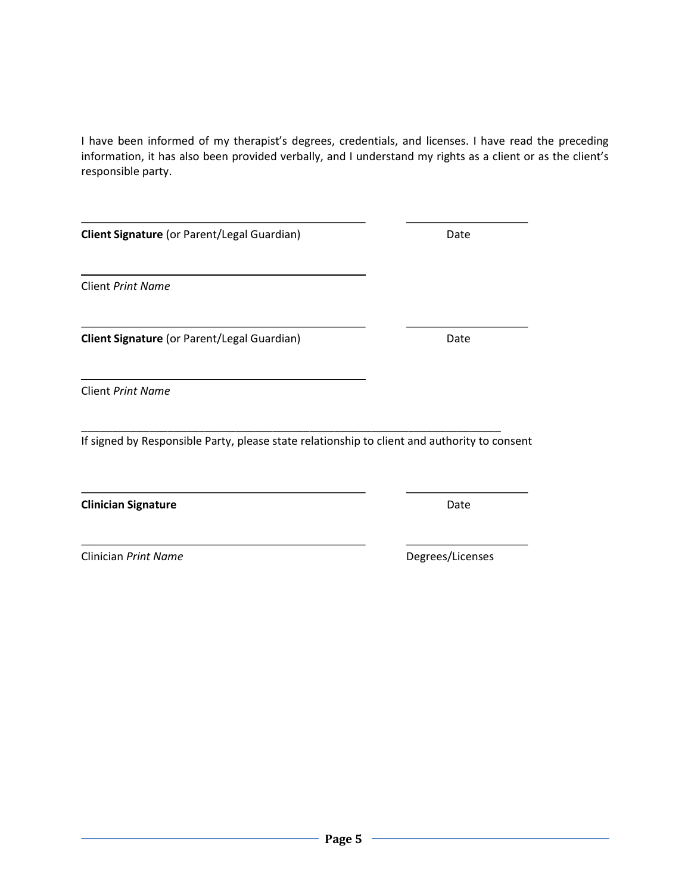I have been informed of my therapist's degrees, credentials, and licenses. I have read the preceding information, it has also been provided verbally, and I understand my rights as a client or as the client's responsible party.

\_\_\_\_\_\_\_\_\_\_\_\_\_\_\_\_\_\_\_\_\_\_\_\_\_\_\_\_\_\_\_\_\_\_\_\_\_\_\_\_\_\_\_\_ \_\_\_\_\_\_\_\_\_\_\_\_\_\_\_\_\_\_\_\_

**Client Signature** (or Parent/Legal Guardian) Date

\_\_\_\_\_\_\_\_\_\_\_\_\_\_\_\_\_\_\_\_\_\_\_\_\_\_\_\_\_\_\_\_\_\_\_\_\_\_\_\_\_\_\_\_

Client *Print Name*

\_\_\_\_\_\_\_\_\_\_\_\_\_\_\_\_\_\_\_\_\_\_\_\_\_\_\_\_\_\_\_\_\_\_\_\_\_\_\_\_\_\_\_\_ \_\_\_\_\_\_\_\_\_\_\_\_\_\_\_\_\_\_\_\_

**Client Signature** (or Parent/Legal Guardian) Date

\_\_\_\_\_\_\_\_\_\_\_\_\_\_\_\_\_\_\_\_\_\_\_\_\_\_\_\_\_\_\_\_\_\_\_\_\_\_\_\_\_\_\_\_

Client *Print Name*

\_\_\_\_\_\_\_\_\_\_\_\_\_\_\_\_\_\_\_\_\_\_\_\_\_\_\_\_\_\_\_\_\_\_\_\_\_\_\_\_\_\_\_\_\_\_\_\_\_\_\_\_\_\_\_\_\_\_\_\_\_\_\_\_\_\_

If signed by Responsible Party, please state relationship to client and authority to consent

\_\_\_\_\_\_\_\_\_\_\_\_\_\_\_\_\_\_\_\_\_\_\_\_\_\_\_\_\_\_\_\_\_\_\_\_\_\_\_\_\_\_\_\_ \_\_\_\_\_\_\_\_\_\_\_\_\_\_\_\_\_\_\_\_

**Clinician Signature** Date

\_\_\_\_\_\_\_\_\_\_\_\_\_\_\_\_\_\_\_\_\_\_\_\_\_\_\_\_\_\_\_\_\_\_\_\_\_\_\_\_\_\_\_\_ \_\_\_\_\_\_\_\_\_\_\_\_\_\_\_\_\_\_\_\_

Clinician *Print Name* Degrees/Licenses